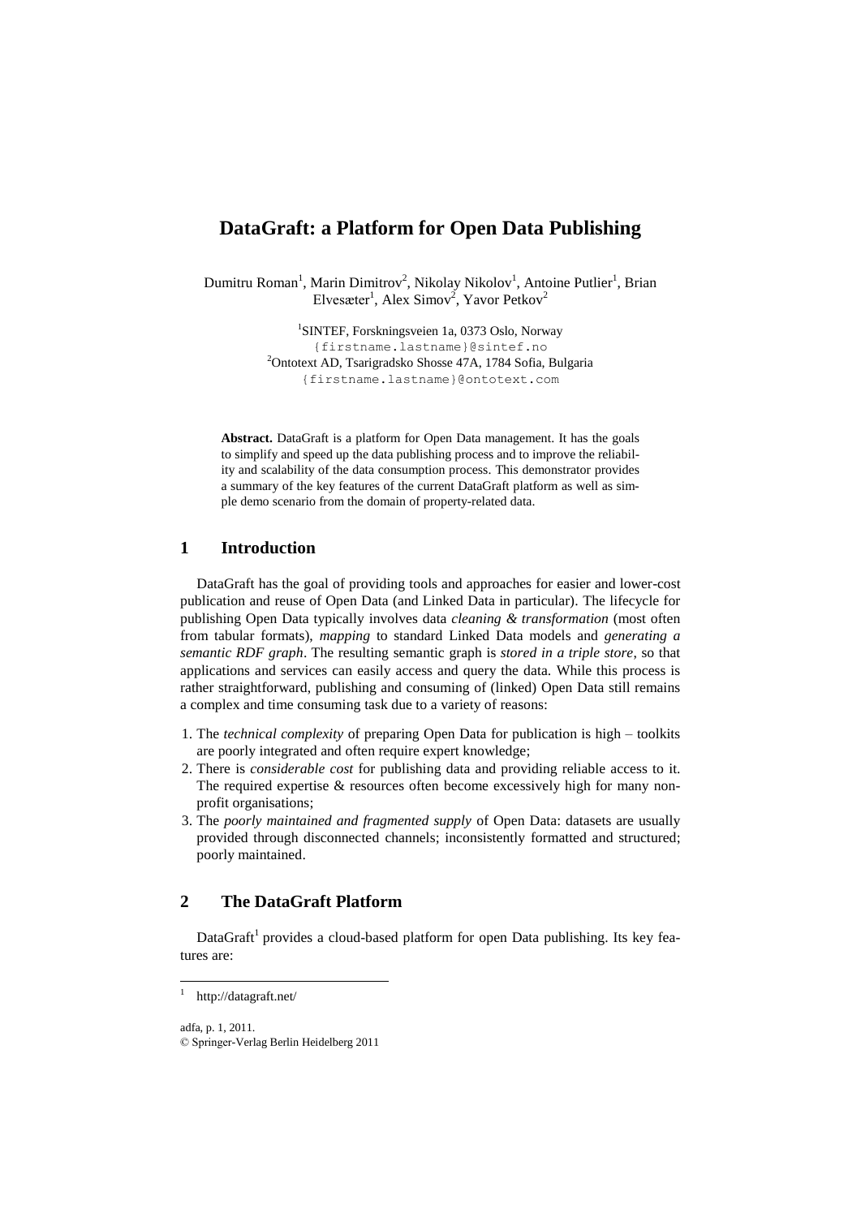# DataGraft: a Platform for Open Data Publishing

Dumitru Roman[1], Marin Dimitrov[2], Nikolay Nikolov[1], Antoine Putlier[1], Brian Elvesæter[1], Alex Simov[2], Yavor Petkov[2]

[1]SINTEF, Forskningsveien 1a, 0373 Oslo, Norway
{firstname.lastname}@sintef.no
[2]Ontotext AD, Tsarigradsko Shosse 47A, 1784 Sofia, Bulgaria
{firstname.lastname}@ontotext.com

**Abstract.** DataGraft is a platform for Open Data management. It has the goals to simplify and speed up the data publishing process and to improve the reliability and scalability of the data consumption process. This demonstrator provides a summary of the key features of the current DataGraft platform as well as simple demo scenario from the domain of property-related data.

## 1 Introduction

DataGraft has the goal of providing tools and approaches for easier and lower-cost publication and reuse of Open Data (and Linked Data in particular). The lifecycle for publishing Open Data typically involves data *cleaning & transformation* (most often from tabular formats), *mapping* to standard Linked Data models and *generating a semantic RDF graph*. The resulting semantic graph is *stored in a triple store*, so that applications and services can easily access and query the data. While this process is rather straightforward, publishing and consuming of (linked) Open Data still remains a complex and time consuming task due to a variety of reasons:

1. The *technical complexity* of preparing Open Data for publication is high – toolkits are poorly integrated and often require expert knowledge;
2. There is *considerable cost* for publishing data and providing reliable access to it. The required expertise & resources often become excessively high for many non-profit organisations;
3. The *poorly maintained and fragmented supply* of Open Data: datasets are usually provided through disconnected channels; inconsistently formatted and structured; poorly maintained.

## 2 The DataGraft Platform

DataGraft[1] provides a cloud-based platform for open Data publishing. Its key features are:

[1] http://datagraft.net/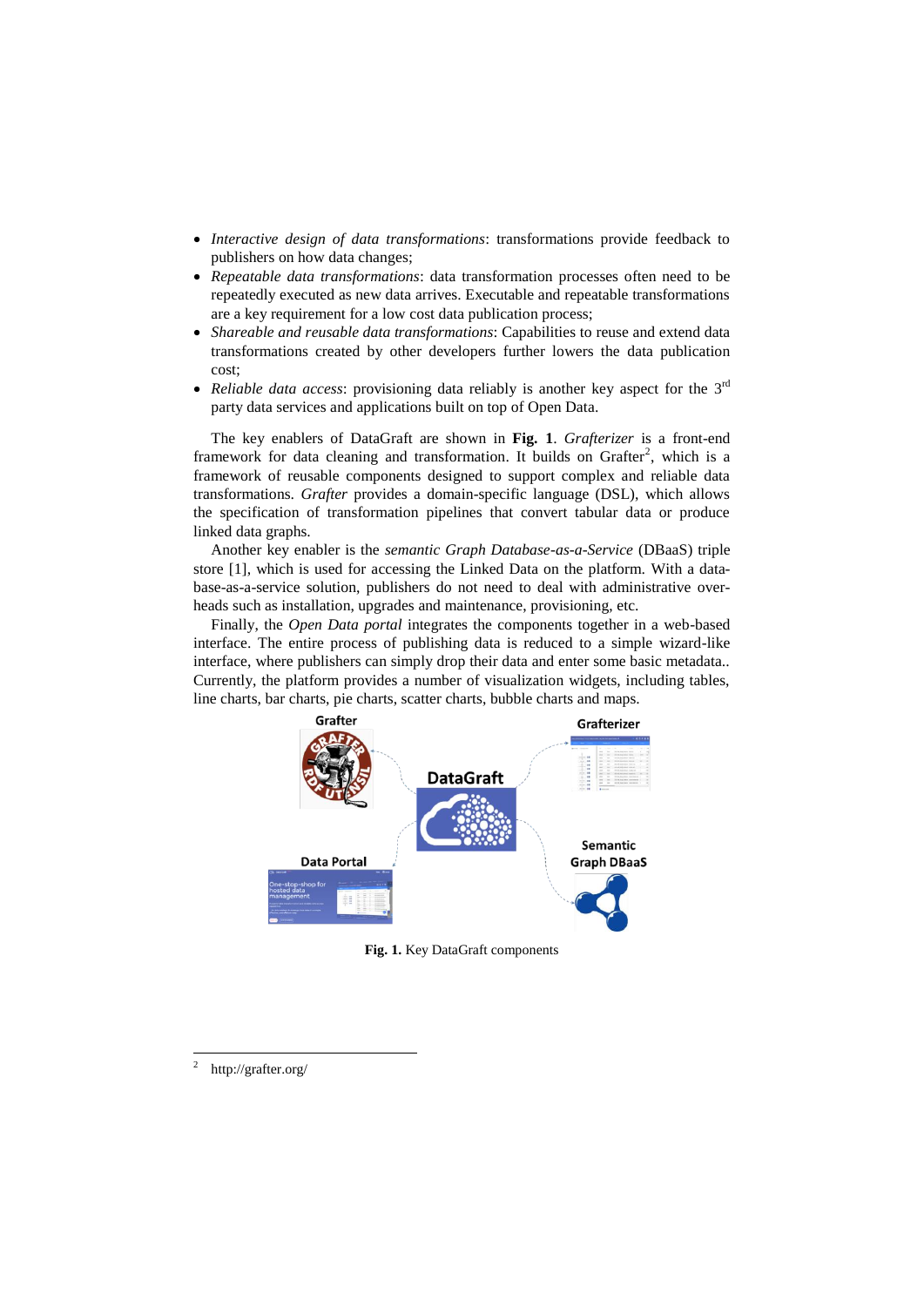- *Interactive design of data transformations*: transformations provide feedback to publishers on how data changes;
- *Repeatable data transformations*: data transformation processes often need to be repeatedly executed as new data arrives. Executable and repeatable transformations are a key requirement for a low cost data publication process;
- *Shareable and reusable data transformations*: Capabilities to reuse and extend data transformations created by other developers further lowers the data publication cost;
- *Reliable data access*: provisioning data reliably is another key aspect for the 3rd party data services and applications built on top of Open Data.

The key enablers of DataGraft are shown in **Fig. 1**. *Grafterizer* is a front-end framework for data cleaning and transformation. It builds on Grafter[2], which is a framework of reusable components designed to support complex and reliable data transformations. *Grafter* provides a domain-specific language (DSL), which allows the specification of transformation pipelines that convert tabular data or produce linked data graphs.

Another key enabler is the *semantic Graph Database-as-a-Service* (DBaaS) triple store [1], which is used for accessing the Linked Data on the platform. With a database-as-a-service solution, publishers do not need to deal with administrative overheads such as installation, upgrades and maintenance, provisioning, etc.

Finally, the *Open Data portal* integrates the components together in a web-based interface. The entire process of publishing data is reduced to a simple wizard-like interface, where publishers can simply drop their data and enter some basic metadata.. Currently, the platform provides a number of visualization widgets, including tables, line charts, bar charts, pie charts, scatter charts, bubble charts and maps.

**Fig. 1.** Key DataGraft components

[2] http://grafter.org/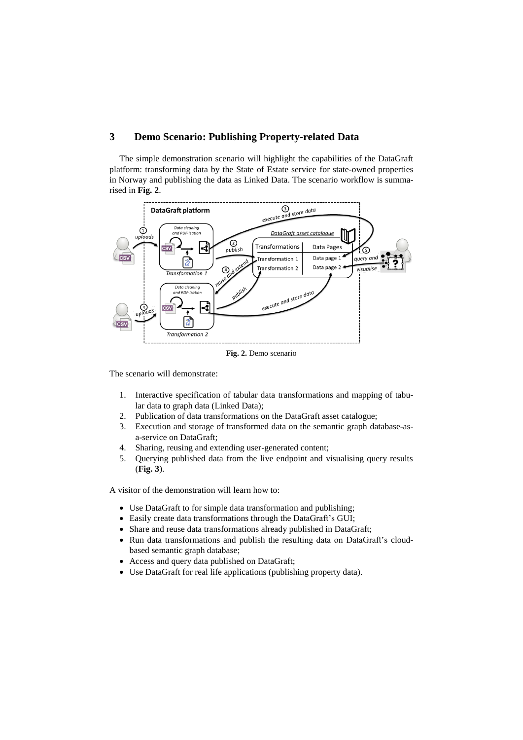## 3 Demo Scenario: Publishing Property-related Data

The simple demonstration scenario will highlight the capabilities of the DataGraft platform: transforming data by the State of Estate service for state-owned properties in Norway and publishing the data as Linked Data. The scenario workflow is summarised in **Fig. 2**.

**Fig. 2.** Demo scenario

The scenario will demonstrate:

1. Interactive specification of tabular data transformations and mapping of tabular data to graph data (Linked Data);
2. Publication of data transformations on the DataGraft asset catalogue;
3. Execution and storage of transformed data on the semantic graph database-as-a-service on DataGraft;
4. Sharing, reusing and extending user-generated content;
5. Querying published data from the live endpoint and visualising query results (**Fig. 3**).

A visitor of the demonstration will learn how to:

- Use DataGraft to for simple data transformation and publishing;
- Easily create data transformations through the DataGraft's GUI;
- Share and reuse data transformations already published in DataGraft;
- Run data transformations and publish the resulting data on DataGraft's cloud-based semantic graph database;
- Access and query data published on DataGraft;
- Use DataGraft for real life applications (publishing property data).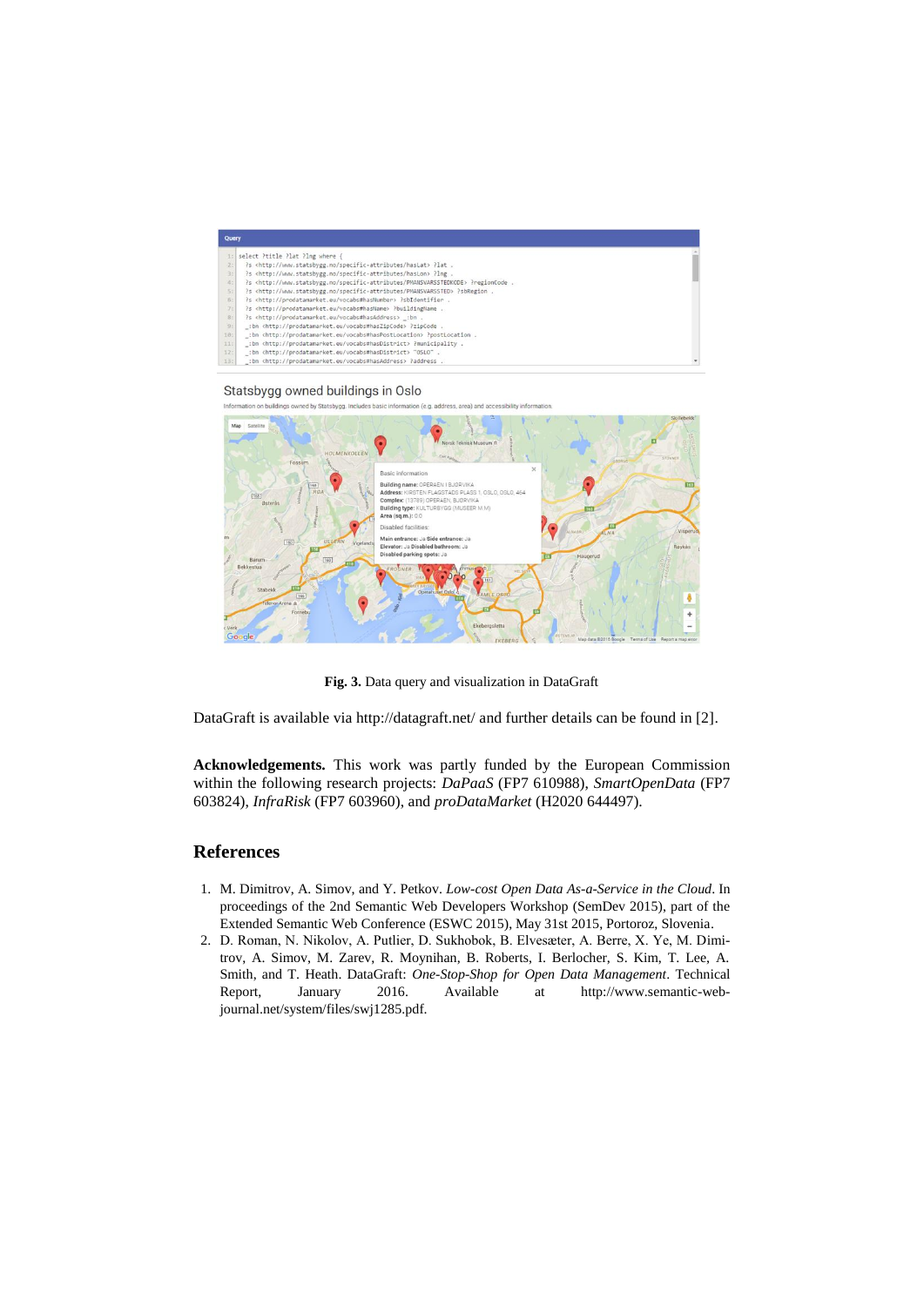Fig. 3. Data query and visualization in DataGraft

DataGraft is available via http://datagraft.net/ and further details can be found in [2].

**Acknowledgements.** This work was partly funded by the European Commission within the following research projects: *DaPaaS* (FP7 610988), *SmartOpenData* (FP7 603824), *InfraRisk* (FP7 603960), and *proDataMarket* (H2020 644497).

## References

1. M. Dimitrov, A. Simov, and Y. Petkov. *Low-cost Open Data As-a-Service in the Cloud*. In proceedings of the 2nd Semantic Web Developers Workshop (SemDev 2015), part of the Extended Semantic Web Conference (ESWC 2015), May 31st 2015, Portoroz, Slovenia.
2. D. Roman, N. Nikolov, A. Putlier, D. Sukhobok, B. Elvesæter, A. Berre, X. Ye, M. Dimitrov, A. Simov, M. Zarev, R. Moynihan, B. Roberts, I. Berlocher, S. Kim, T. Lee, A. Smith, and T. Heath. DataGraft: *One-Stop-Shop for Open Data Management*. Technical Report, January 2016. Available at http://www.semantic-web-journal.net/system/files/swj1285.pdf.